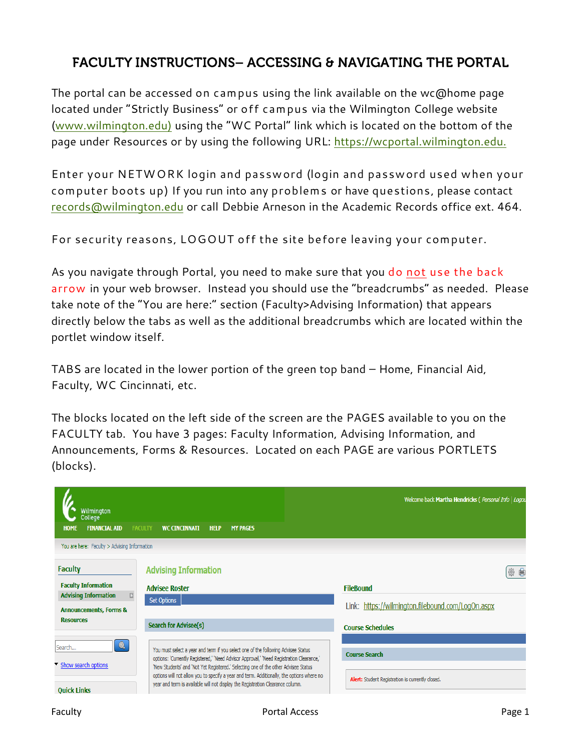# FACULTY INSTRUCTIONS– ACCESSING & NAVIGATING THE PORTAL

The portal can be accessed on campus using the link available on the wc@home page located under "Strictly Business" or off campus via the Wilmington College website (www.wilmington.edu) using the "WC Portal" link which is located on the bottom of the page under Resources or by using the following URL: https://wcportal.wilmington.edu.

Enter your NETWORK login and password (login and password used when your computer boots up) If you run into any problems or have questions, please contact records@wilmington.edu or call Debbie Arneson in the Academic Records office ext. 464.

For security reasons, LOGOUT off the site before leaving your computer.

As you navigate through Portal, you need to make sure that you do not use the back arrow in your web browser. Instead you should use the "breadcrumbs" as needed. Please take note of the "You are here:" section (Faculty>Advising Information) that appears directly below the tabs as well as the additional breadcrumbs which are located within the portlet window itself.

TABS are located in the lower portion of the green top band – Home, Financial Aid, Faculty, WC Cincinnati, etc.

The blocks located on the left side of the screen are the PAGES available to you on the FACULTY tab. You have 3 pages: Faculty Information, Advising Information, and Announcements, Forms & Resources. Located on each PAGE are various PORTLETS (blocks).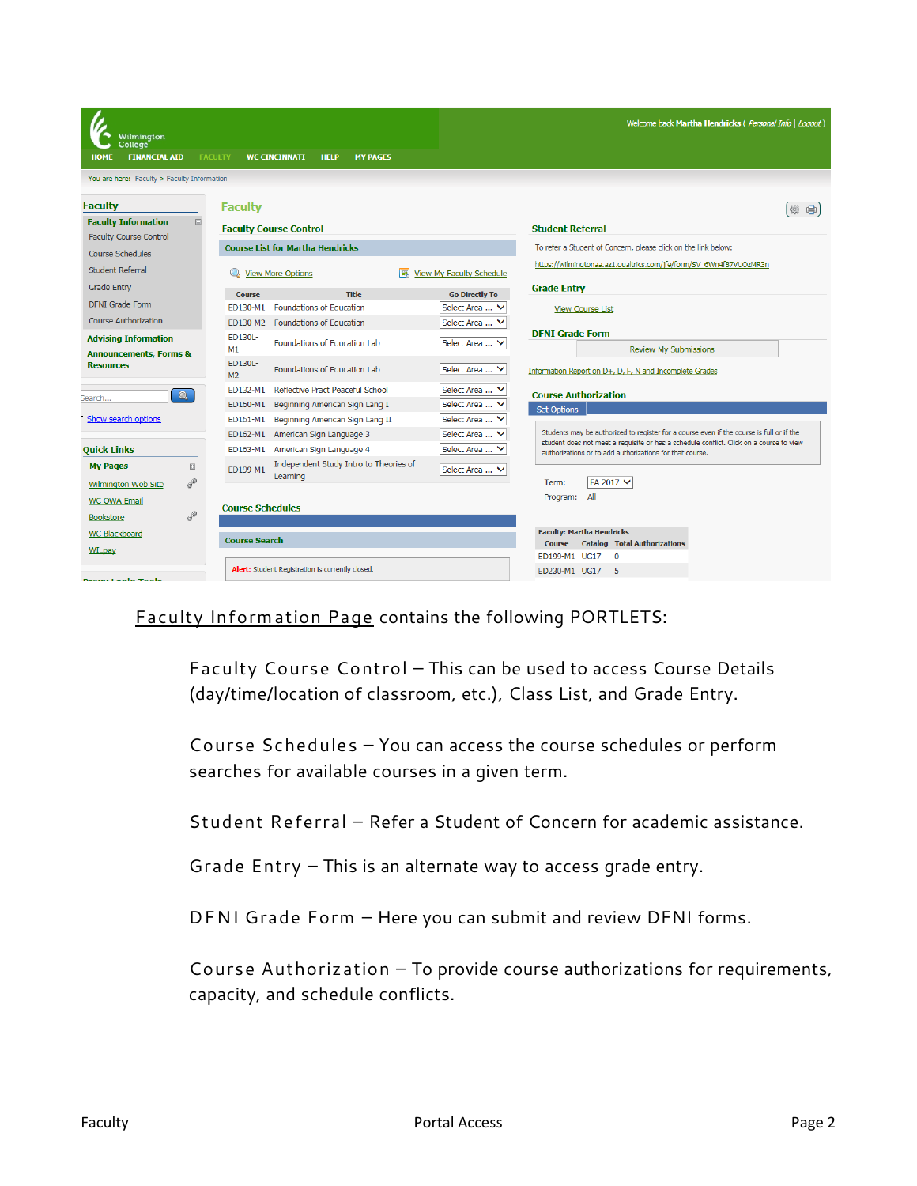Faculty Information Page contains the following PORTLETS:

Faculty Course Control – This can be used to access Course Details (day/time/location of classroom, etc.), Class List, and Grade Entry.

Course Schedules – You can access the course schedules or perform searches for available courses in a given term.

Student Referral – Refer a Student of Concern for academic assistance.

Grade Entry – This is an alternate way to access grade entry.

DFNI Grade Form – Here you can submit and review DFNI forms.

Course Authorization – To provide course authorizations for requirements, capacity, and schedule conflicts.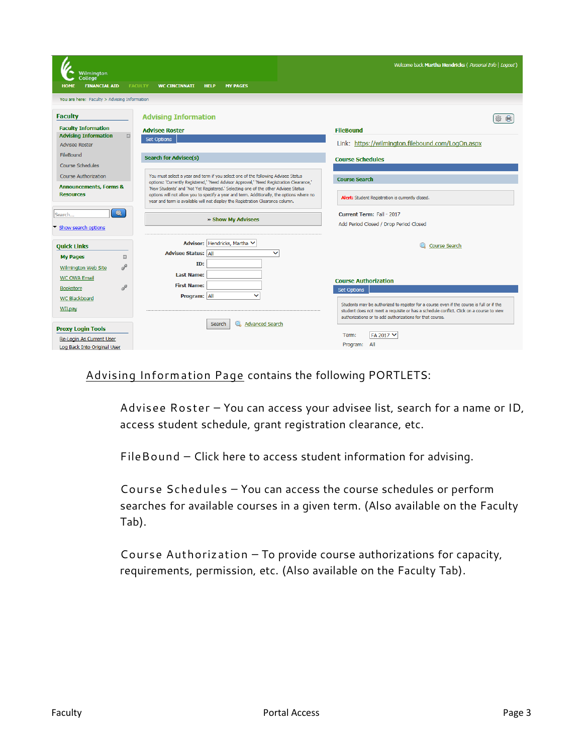Advising Information Page contains the following PORTLETS:

Advisee Roster – You can access your advisee list, search for a name or ID, access student schedule, grant registration clearance, etc.

FileBound – Click here to access student information for advising.

Course Schedules – You can access the course schedules or perform searches for available courses in a given term. (Also available on the Faculty Tab).

Course Authorization – To provide course authorizations for capacity, requirements, permission, etc. (Also available on the Faculty Tab).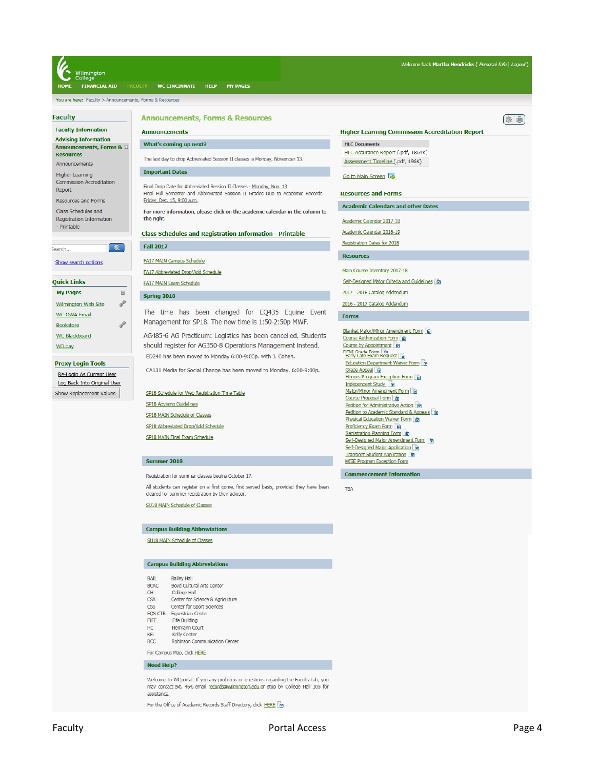Wilmington College

HOME | FINANCIAL AID | FACULTY | WC CINCINNATI | HELP | MY PAGES

Welcome back **Martha Hendricks** ( *Personal Info* | *Logout* )

You are here: Faculty > Announcements, Forms & Resources

## Faculty

- Faculty Information
- Advising Information
- **Announcements, Forms & Resources**
  - Announcements
  - Higher Learning Commission Accreditation Report
  - Resources and Forms
  - Class Schedules and Registration Information - Printable

Search...

Show search options

## Quick Links

- **My Pages**
- Wilmington Web Site
- WC OWA Email
- Bookstore
- WC Blackboard
- WILpay

## Proxy Login Tools

- Re-Login As Current User
- Log Back Into Original User

Show Replacement Values

# Announcements, Forms & Resources

## Announcements

### What's coming up next?

The last day to drop Abbreviated Session II classes is Monday, November 13.

### Important Dates

Final Drop Date for Abbreviated Session II Classes - Monday, Nov. 13
Final Full Semester and Abbreviated Session II Grades Due to Academic Records - Friday, Dec. 15, 9:00 a.m.

**For more information, please click on the academic calendar in the column to the right.**

## Class Schedules and Registration Information - Printable

### Fall 2017

- FA17 MAIN Campus Schedule
- FA17 Abbreviated Drop/Add Schedule
- FA17 MAIN Exam Schedule

### Spring 2018

The time has been changed for EQ435 Equine Event Management for SP18. The new time is 1:50-2:50p MWF.

AG485-6 AG Practicum: Logistics has been cancelled. Students should register for AG350-8 Operations Management instead.

ED240 has been moved to Monday 6:00-9:00p. with J. Cohen.

CA131 Media for Social Change has been moved to Monday, 6:00-9:00p.

- SP18 Schedule for Web Registration Time Table
- SP18 Advising Guidelines
- SP18 MAIN Schedule of Classes
- SP18 Abbreviated Drop/Add Schedule
- SP18 MAIN Final Exam Schedule

### Summer 2018

Registration for summer classes begins October 17.

All students can register on a first come, first served basis, provided they have been cleared for summer registration by their advisor.

SU18 MAIN Schedule of Classes

### Campus Building Abbreviations

SU18 MAIN Schedule of Classes

### Campus Building Abbreviations

| | |
|---|---|
| BAIL | Bailey Hall |
| BCAC | Boyd Cultural Arts Center |
| CH | College Hall |
| CSA | Center for Science & Agriculture |
| CSS | Center for Sport Sciences |
| EQS CTR | Equestrian Center |
| FIFE | Fife Building |
| HC | Hermann Court |
| KEL | Kelly Center |
| RCC | Robinson Communication Center |

For Campus Map, click HERE

### Need Help?

Welcome to WCportal. If you any problems or questions regarding the Faculty tab, you may contact ext. 464, email records@wilmington.edu or stop by College Hall 105 for assistance.

For the Office of Academic Records Staff Directory, click HERE

## Higher Learning Commission Accreditation Report

**HLC Documents**

- HLC Assurance Report (.pdf, 1864K)
- Assessment Timeline (.pdf, 196K)

Go to Main Screen

## Resources and Forms

### Academic Calendars and other Dates

- Academic Calendar 2017-18
- Academic Calendar 2018-19
- Registration Dates for 2018

### Resources

- Main Course Inventory 2017-18
- Self-Designed Major Criteria and Guidelines
- 2017 - 2018 Catalog Addendum
- 2016 - 2017 Catalog Addendum

### Forms

- Blanket Major/Minor Amendment Form
- Course Authorization Form
- Course by Appointment
- DENI Grade Form
- Early Late Exam Request
- Education Department Waiver Form
- Grade Appeal
- Honors Program Exception Form
- Independent Study
- Major/Minor Amendment Form
- Course Proposal Form
- Petition for Administrative Action
- Petition to Academic Standard & Appeals
- Physical Education Waiver Form
- Proficiency Exam Form
- Registration Planning Form
- Self-Designed Major Amendment Form
- Self-Designed Major Application
- Transient Student Application
- WISE Program Exception Form

### Commencement Information

TBA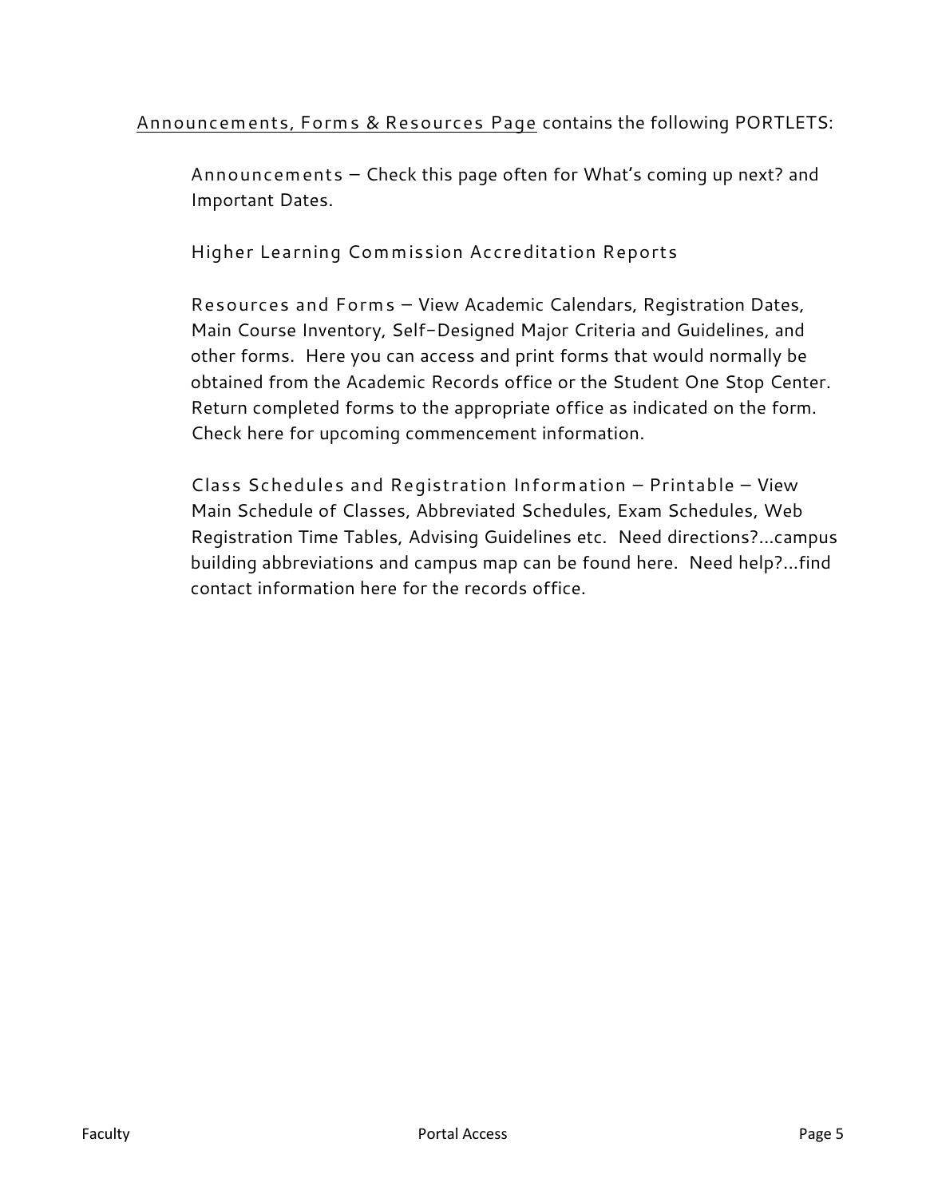<u>Announcements, Forms & Resources Page</u> contains the following PORTLETS:

Announcements – Check this page often for What's coming up next? and Important Dates.

Higher Learning Commission Accreditation Reports

Resources and Forms – View Academic Calendars, Registration Dates, Main Course Inventory, Self-Designed Major Criteria and Guidelines, and other forms. Here you can access and print forms that would normally be obtained from the Academic Records office or the Student One Stop Center. Return completed forms to the appropriate office as indicated on the form. Check here for upcoming commencement information.

Class Schedules and Registration Information – Printable – View Main Schedule of Classes, Abbreviated Schedules, Exam Schedules, Web Registration Time Tables, Advising Guidelines etc. Need directions?...campus building abbreviations and campus map can be found here. Need help?...find contact information here for the records office.